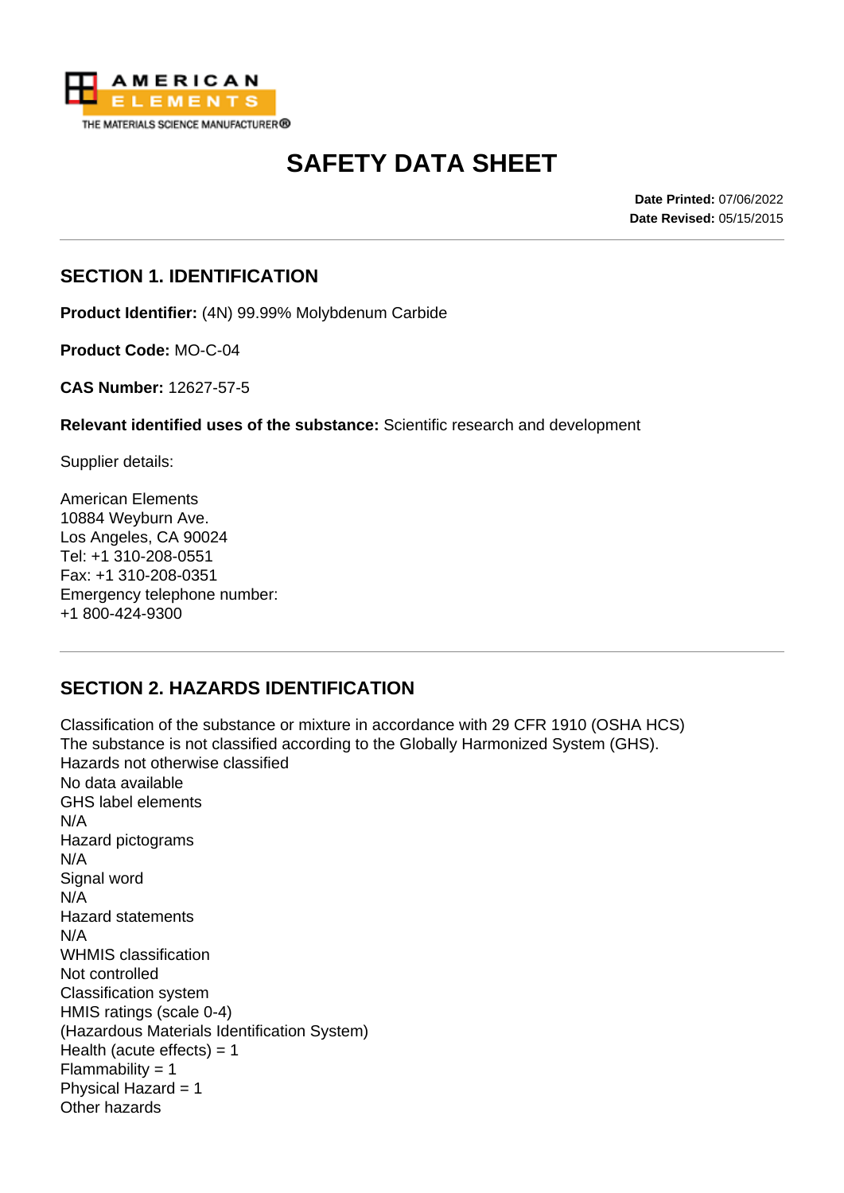AMERICAN ELEMENTS
THE MATERIALS SCIENCE MANUFACTURER®

# SAFETY DATA SHEET

**Date Printed:** 07/06/2022
**Date Revised:** 05/15/2015

## SECTION 1. IDENTIFICATION

**Product Identifier:** (4N) 99.99% Molybdenum Carbide

**Product Code:** MO-C-04

**CAS Number:** 12627-57-5

**Relevant identified uses of the substance:** Scientific research and development

Supplier details:

American Elements
10884 Weyburn Ave.
Los Angeles, CA 90024
Tel: +1 310-208-0551
Fax: +1 310-208-0351
Emergency telephone number:
+1 800-424-9300

## SECTION 2. HAZARDS IDENTIFICATION

Classification of the substance or mixture in accordance with 29 CFR 1910 (OSHA HCS)
The substance is not classified according to the Globally Harmonized System (GHS).
Hazards not otherwise classified
No data available
GHS label elements
N/A
Hazard pictograms
N/A
Signal word
N/A
Hazard statements
N/A
WHMIS classification
Not controlled
Classification system
HMIS ratings (scale 0-4)
(Hazardous Materials Identification System)
Health (acute effects) = 1
Flammability = 1
Physical Hazard = 1
Other hazards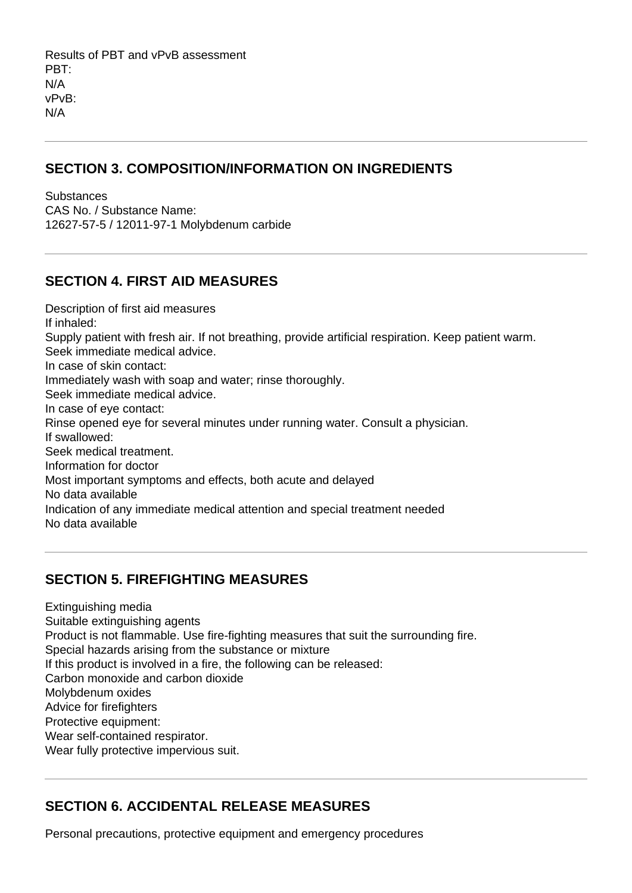Results of PBT and vPvB assessment
PBT:
N/A
vPvB:
N/A

---

## SECTION 3. COMPOSITION/INFORMATION ON INGREDIENTS

Substances
CAS No. / Substance Name:
12627-57-5 / 12011-97-1 Molybdenum carbide

---

## SECTION 4. FIRST AID MEASURES

Description of first aid measures
If inhaled:
Supply patient with fresh air. If not breathing, provide artificial respiration. Keep patient warm.
Seek immediate medical advice.
In case of skin contact:
Immediately wash with soap and water; rinse thoroughly.
Seek immediate medical advice.
In case of eye contact:
Rinse opened eye for several minutes under running water. Consult a physician.
If swallowed:
Seek medical treatment.
Information for doctor
Most important symptoms and effects, both acute and delayed
No data available
Indication of any immediate medical attention and special treatment needed
No data available

---

## SECTION 5. FIREFIGHTING MEASURES

Extinguishing media
Suitable extinguishing agents
Product is not flammable. Use fire-fighting measures that suit the surrounding fire.
Special hazards arising from the substance or mixture
If this product is involved in a fire, the following can be released:
Carbon monoxide and carbon dioxide
Molybdenum oxides
Advice for firefighters
Protective equipment:
Wear self-contained respirator.
Wear fully protective impervious suit.

---

## SECTION 6. ACCIDENTAL RELEASE MEASURES

Personal precautions, protective equipment and emergency procedures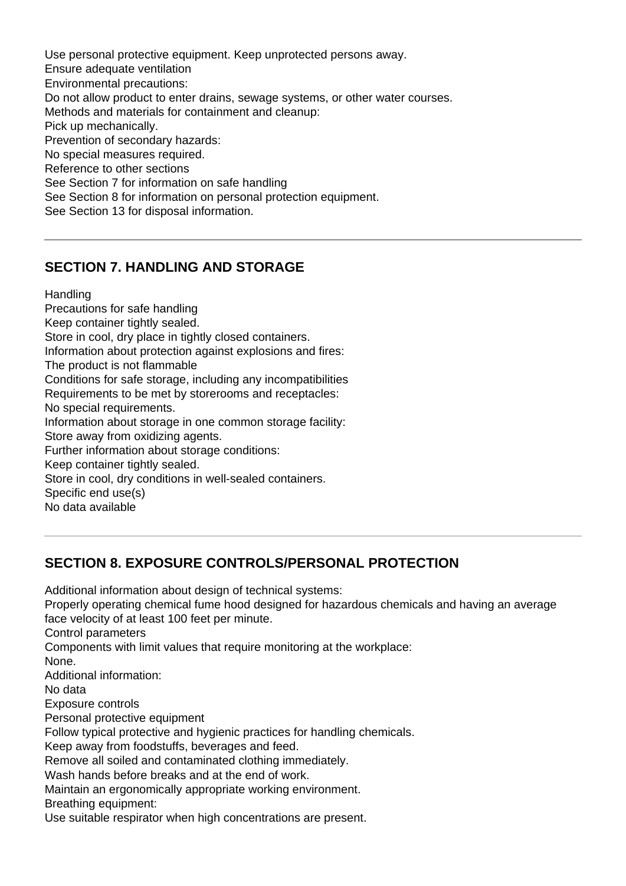Use personal protective equipment. Keep unprotected persons away.
Ensure adequate ventilation
Environmental precautions:
Do not allow product to enter drains, sewage systems, or other water courses.
Methods and materials for containment and cleanup:
Pick up mechanically.
Prevention of secondary hazards:
No special measures required.
Reference to other sections
See Section 7 for information on safe handling
See Section 8 for information on personal protection equipment.
See Section 13 for disposal information.

---

## SECTION 7. HANDLING AND STORAGE

Handling
Precautions for safe handling
Keep container tightly sealed.
Store in cool, dry place in tightly closed containers.
Information about protection against explosions and fires:
The product is not flammable
Conditions for safe storage, including any incompatibilities
Requirements to be met by storerooms and receptacles:
No special requirements.
Information about storage in one common storage facility:
Store away from oxidizing agents.
Further information about storage conditions:
Keep container tightly sealed.
Store in cool, dry conditions in well-sealed containers.
Specific end use(s)
No data available

---

## SECTION 8. EXPOSURE CONTROLS/PERSONAL PROTECTION

Additional information about design of technical systems:
Properly operating chemical fume hood designed for hazardous chemicals and having an average face velocity of at least 100 feet per minute.
Control parameters
Components with limit values that require monitoring at the workplace:
None.
Additional information:
No data
Exposure controls
Personal protective equipment
Follow typical protective and hygienic practices for handling chemicals.
Keep away from foodstuffs, beverages and feed.
Remove all soiled and contaminated clothing immediately.
Wash hands before breaks and at the end of work.
Maintain an ergonomically appropriate working environment.
Breathing equipment:
Use suitable respirator when high concentrations are present.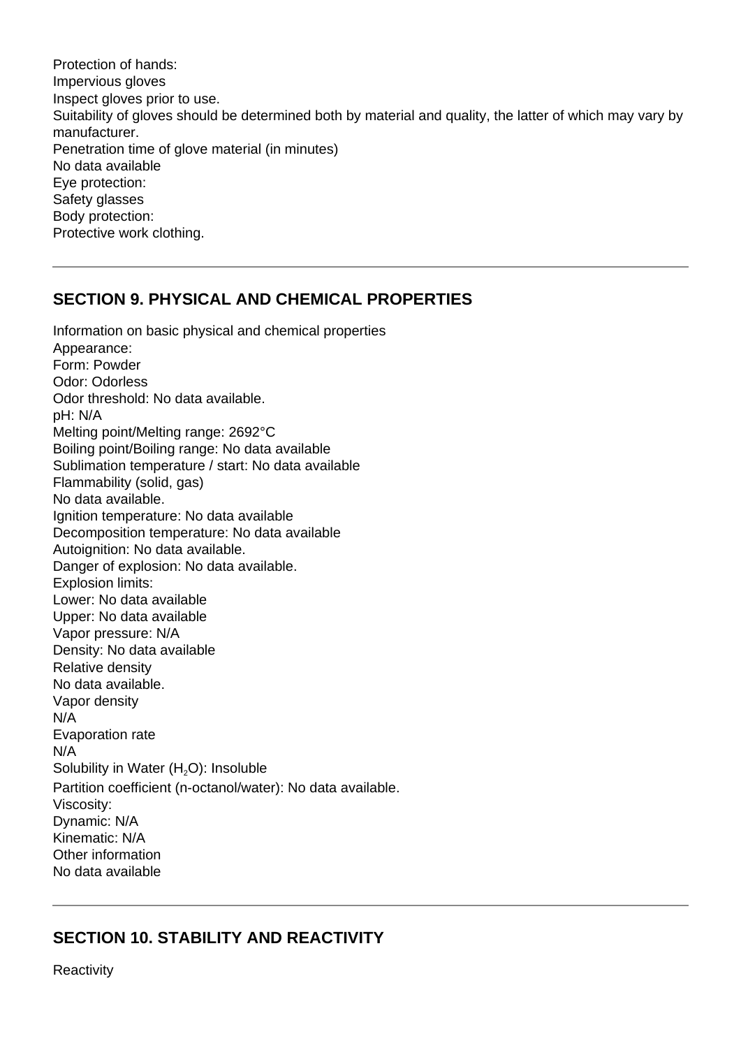Protection of hands:
Impervious gloves
Inspect gloves prior to use.
Suitability of gloves should be determined both by material and quality, the latter of which may vary by manufacturer.
Penetration time of glove material (in minutes)
No data available
Eye protection:
Safety glasses
Body protection:
Protective work clothing.

## SECTION 9. PHYSICAL AND CHEMICAL PROPERTIES

Information on basic physical and chemical properties
Appearance:
Form: Powder
Odor: Odorless
Odor threshold: No data available.
pH: N/A
Melting point/Melting range: 2692°C
Boiling point/Boiling range: No data available
Sublimation temperature / start: No data available
Flammability (solid, gas)
No data available.
Ignition temperature: No data available
Decomposition temperature: No data available
Autoignition: No data available.
Danger of explosion: No data available.
Explosion limits:
Lower: No data available
Upper: No data available
Vapor pressure: N/A
Density: No data available
Relative density
No data available.
Vapor density
N/A
Evaporation rate
N/A
Solubility in Water ($H_2O$): Insoluble
Partition coefficient (n-octanol/water): No data available.
Viscosity:
Dynamic: N/A
Kinematic: N/A
Other information
No data available

## SECTION 10. STABILITY AND REACTIVITY

Reactivity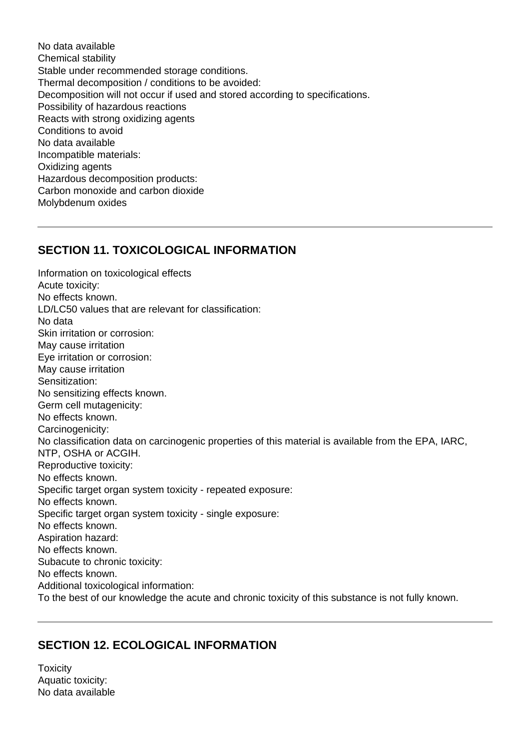No data available
Chemical stability
Stable under recommended storage conditions.
Thermal decomposition / conditions to be avoided:
Decomposition will not occur if used and stored according to specifications.
Possibility of hazardous reactions
Reacts with strong oxidizing agents
Conditions to avoid
No data available
Incompatible materials:
Oxidizing agents
Hazardous decomposition products:
Carbon monoxide and carbon dioxide
Molybdenum oxides

---

## SECTION 11. TOXICOLOGICAL INFORMATION

Information on toxicological effects
Acute toxicity:
No effects known.
LD/LC50 values that are relevant for classification:
No data
Skin irritation or corrosion:
May cause irritation
Eye irritation or corrosion:
May cause irritation
Sensitization:
No sensitizing effects known.
Germ cell mutagenicity:
No effects known.
Carcinogenicity:
No classification data on carcinogenic properties of this material is available from the EPA, IARC, NTP, OSHA or ACGIH.
Reproductive toxicity:
No effects known.
Specific target organ system toxicity - repeated exposure:
No effects known.
Specific target organ system toxicity - single exposure:
No effects known.
Aspiration hazard:
No effects known.
Subacute to chronic toxicity:
No effects known.
Additional toxicological information:
To the best of our knowledge the acute and chronic toxicity of this substance is not fully known.

---

## SECTION 12. ECOLOGICAL INFORMATION

Toxicity
Aquatic toxicity:
No data available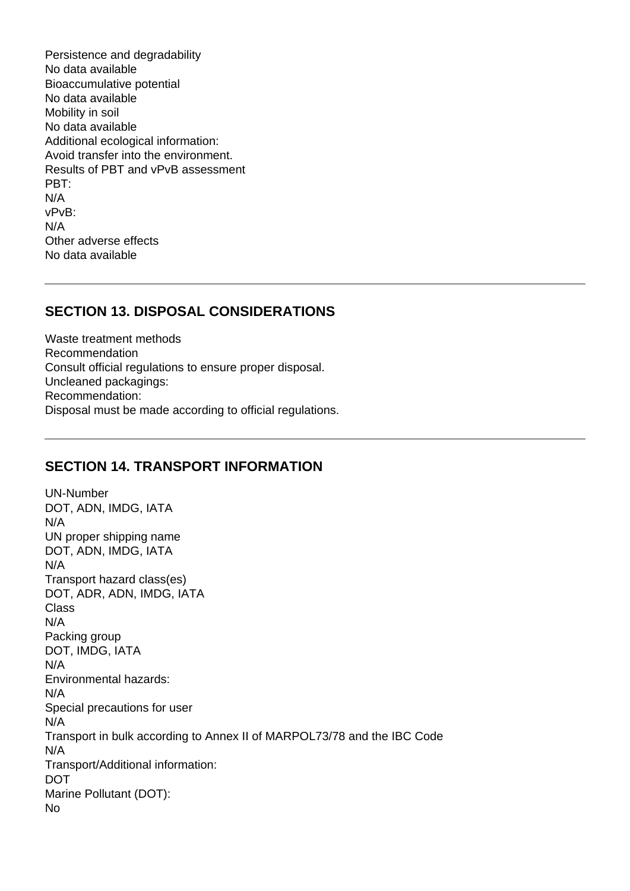Persistence and degradability
No data available
Bioaccumulative potential
No data available
Mobility in soil
No data available
Additional ecological information:
Avoid transfer into the environment.
Results of PBT and vPvB assessment
PBT:
N/A
vPvB:
N/A
Other adverse effects
No data available

---

## SECTION 13. DISPOSAL CONSIDERATIONS

Waste treatment methods
Recommendation
Consult official regulations to ensure proper disposal.
Uncleaned packagings:
Recommendation:
Disposal must be made according to official regulations.

---

## SECTION 14. TRANSPORT INFORMATION

UN-Number
DOT, ADN, IMDG, IATA
N/A
UN proper shipping name
DOT, ADN, IMDG, IATA
N/A
Transport hazard class(es)
DOT, ADR, ADN, IMDG, IATA
Class
N/A
Packing group
DOT, IMDG, IATA
N/A
Environmental hazards:
N/A
Special precautions for user
N/A
Transport in bulk according to Annex II of MARPOL73/78 and the IBC Code
N/A
Transport/Additional information:
DOT
Marine Pollutant (DOT):
No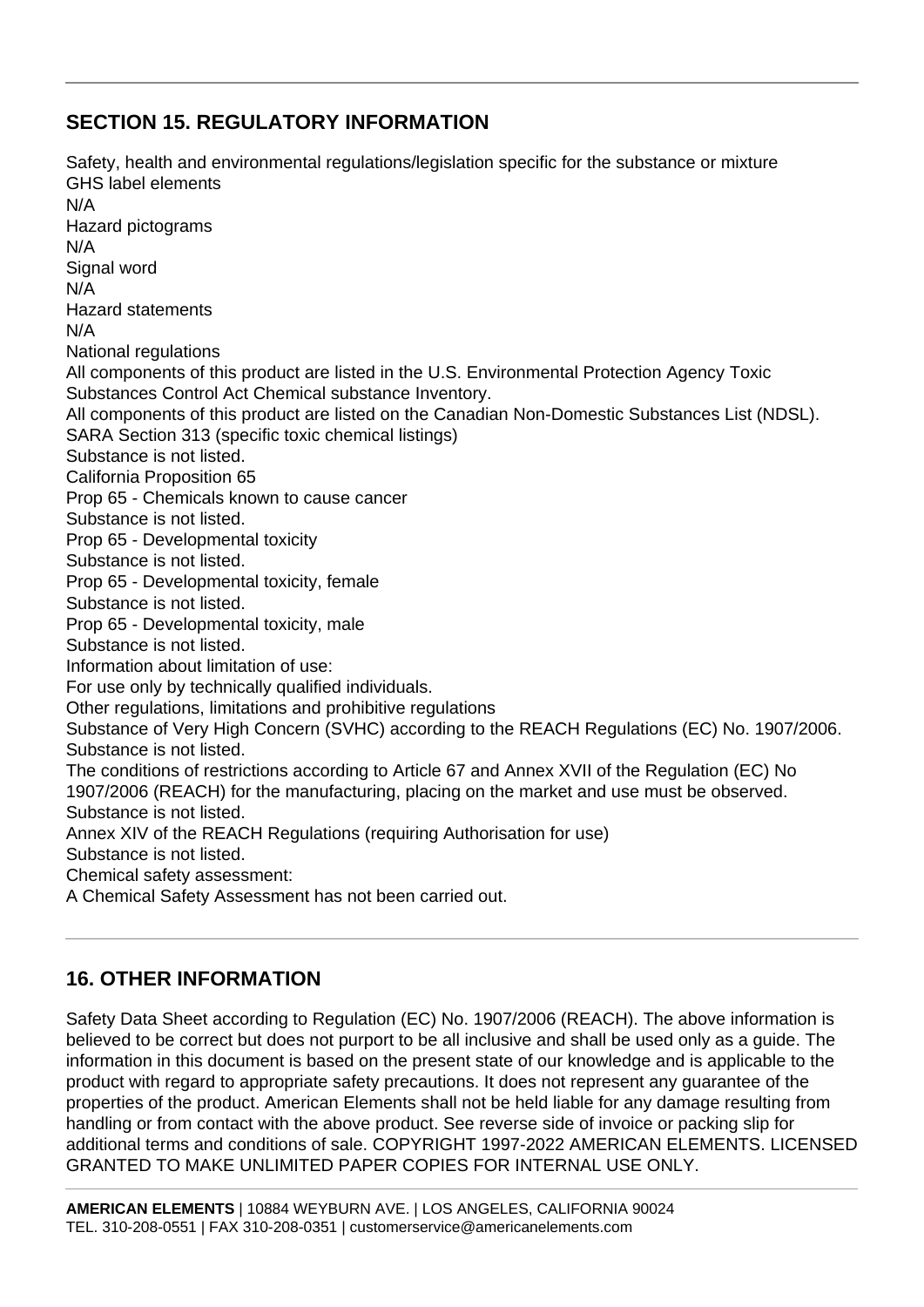## SECTION 15. REGULATORY INFORMATION

Safety, health and environmental regulations/legislation specific for the substance or mixture
GHS label elements
N/A
Hazard pictograms
N/A
Signal word
N/A
Hazard statements
N/A
National regulations
All components of this product are listed in the U.S. Environmental Protection Agency Toxic Substances Control Act Chemical substance Inventory.
All components of this product are listed on the Canadian Non-Domestic Substances List (NDSL).
SARA Section 313 (specific toxic chemical listings)
Substance is not listed.
California Proposition 65
Prop 65 - Chemicals known to cause cancer
Substance is not listed.
Prop 65 - Developmental toxicity
Substance is not listed.
Prop 65 - Developmental toxicity, female
Substance is not listed.
Prop 65 - Developmental toxicity, male
Substance is not listed.
Information about limitation of use:
For use only by technically qualified individuals.
Other regulations, limitations and prohibitive regulations
Substance of Very High Concern (SVHC) according to the REACH Regulations (EC) No. 1907/2006.
Substance is not listed.
The conditions of restrictions according to Article 67 and Annex XVII of the Regulation (EC) No 1907/2006 (REACH) for the manufacturing, placing on the market and use must be observed.
Substance is not listed.
Annex XIV of the REACH Regulations (requiring Authorisation for use)
Substance is not listed.
Chemical safety assessment:
A Chemical Safety Assessment has not been carried out.

## 16. OTHER INFORMATION

Safety Data Sheet according to Regulation (EC) No. 1907/2006 (REACH). The above information is believed to be correct but does not purport to be all inclusive and shall be used only as a guide. The information in this document is based on the present state of our knowledge and is applicable to the product with regard to appropriate safety precautions. It does not represent any guarantee of the properties of the product. American Elements shall not be held liable for any damage resulting from handling or from contact with the above product. See reverse side of invoice or packing slip for additional terms and conditions of sale. COPYRIGHT 1997-2022 AMERICAN ELEMENTS. LICENSED GRANTED TO MAKE UNLIMITED PAPER COPIES FOR INTERNAL USE ONLY.

**AMERICAN ELEMENTS** | 10884 WEYBURN AVE. | LOS ANGELES, CALIFORNIA 90024
TEL. 310-208-0551 | FAX 310-208-0351 | customerservice@americanelements.com